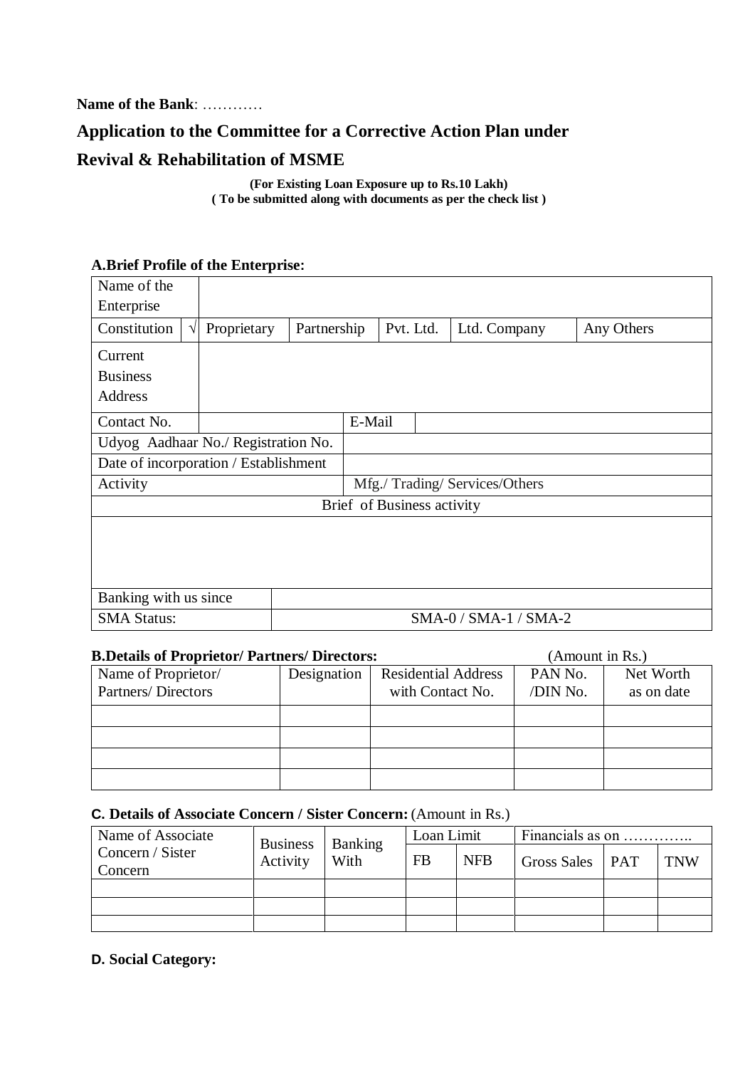**Name of the Bank**: …………

## Application to the Committee for a Corrective Action Plan under Revival & Rehabilitation of MSME

**(For Existing Loan Exposure up to Rs.10 Lakh)**
**( To be submitted along with documents as per the check list )**

### A.Brief Profile of the Enterprise:

| Name of the Enterprise | | | | | | |
|---|---|---|---|---|---|---|
| Constitution | √ | Proprietary | Partnership | Pvt. Ltd. | Ltd. Company | Any Others |
| Current Business Address | | | | | | |
| Contact No. | | | E-Mail | | | |
| Udyog Aadhaar No./ Registration No. | | | | | | |
| Date of incorporation / Establishment | | | | | | |
| Activity | | | Mfg./ Trading/ Services/Others | | | |
| Brief of Business activity | | | | | | |
| | | | | | | |
| Banking with us since | | | | | | |
| SMA Status: | | | SMA-0 / SMA-1 / SMA-2 | | | |

### B.Details of Proprietor/ Partners/ Directors:

(Amount in Rs.)

| Name of Proprietor/ Partners/ Directors | Designation | Residential Address with Contact No. | PAN No. /DIN No. | Net Worth as on date |
|---|---|---|---|---|
| | | | | |
| | | | | |
| | | | | |
| | | | | |

### C. Details of Associate Concern / Sister Concern:

(Amount in Rs.)

| Name of Associate Concern / Sister Concern | Business Activity | Banking With | Loan Limit | | Financials as on ………….. | | |
|---|---|---|---|---|---|---|---|
| | | | FB | NFB | Gross Sales | PAT | TNW |
| | | | | | | | |
| | | | | | | | |
| | | | | | | | |

### D. Social Category: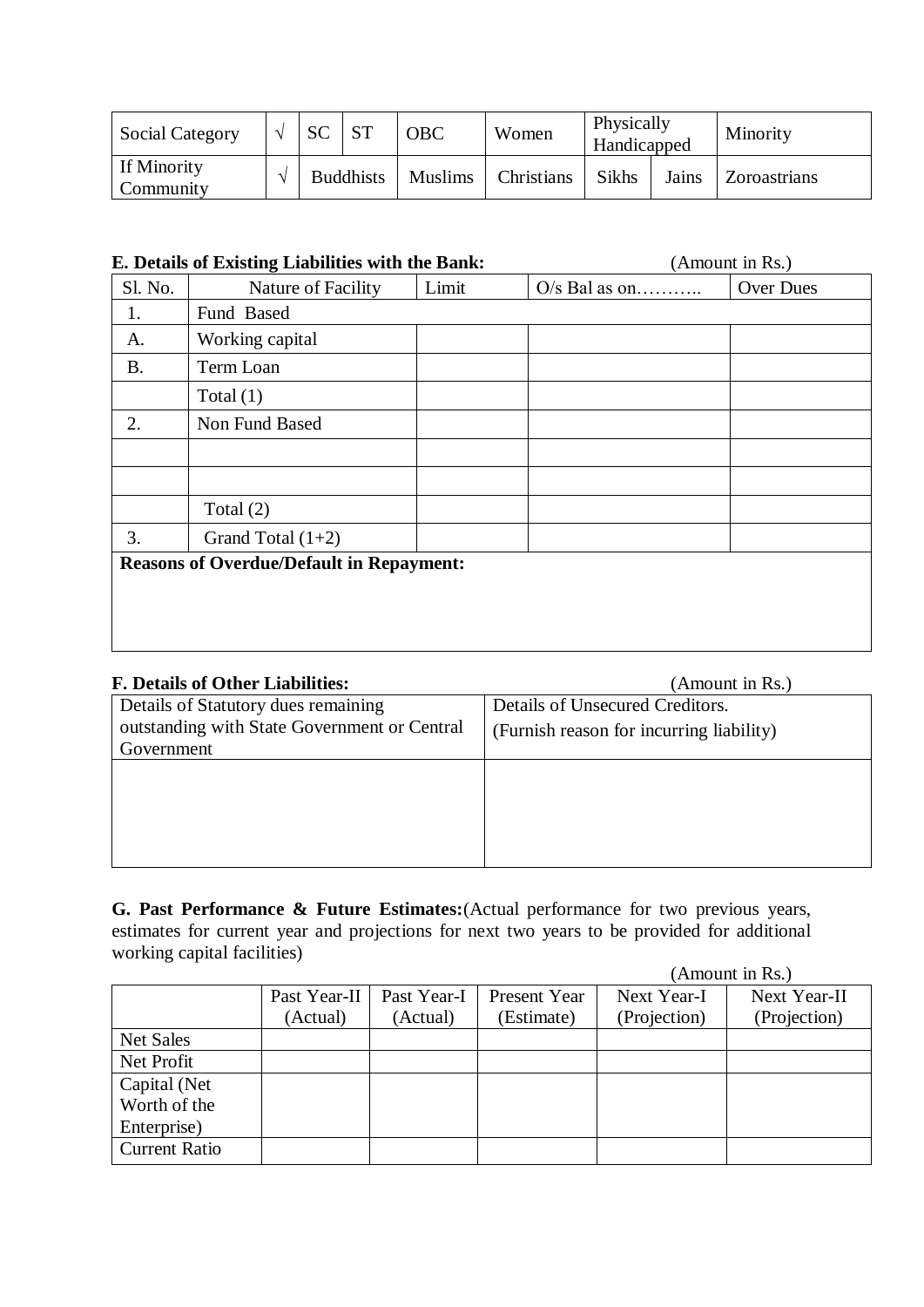| Social Category | √ | SC | ST | OBC | Women | Physically Handicapped | | Minority |
|---|---|---|---|---|---|---|---|---|
| If Minority Community | √ | Buddhists | | Muslims | Christians | Sikhs | Jains | Zoroastrians |

**E. Details of Existing Liabilities with the Bank:** (Amount in Rs.)

| Sl. No. | Nature of Facility | Limit | O/s Bal as on……….. | Over Dues |
|---|---|---|---|---|
| 1. | Fund Based | | | |
| A. | Working capital | | | |
| B. | Term Loan | | | |
| | Total (1) | | | |
| 2. | Non Fund Based | | | |
| | | | | |
| | | | | |
| | Total (2) | | | |
| 3. | Grand Total (1+2) | | | |
| **Reasons of Overdue/Default in Repayment:** | | | | |

**F. Details of Other Liabilities:** (Amount in Rs.)

| Details of Statutory dues remaining outstanding with State Government or Central Government | Details of Unsecured Creditors. (Furnish reason for incurring liability) |
|---|---|
| | |

**G. Past Performance & Future Estimates:** (Actual performance for two previous years, estimates for current year and projections for next two years to be provided for additional working capital facilities)

(Amount in Rs.)

| | Past Year-II (Actual) | Past Year-I (Actual) | Present Year (Estimate) | Next Year-I (Projection) | Next Year-II (Projection) |
|---|---|---|---|---|---|
| Net Sales | | | | | |
| Net Profit | | | | | |
| Capital (Net Worth of the Enterprise) | | | | | |
| Current Ratio | | | | | |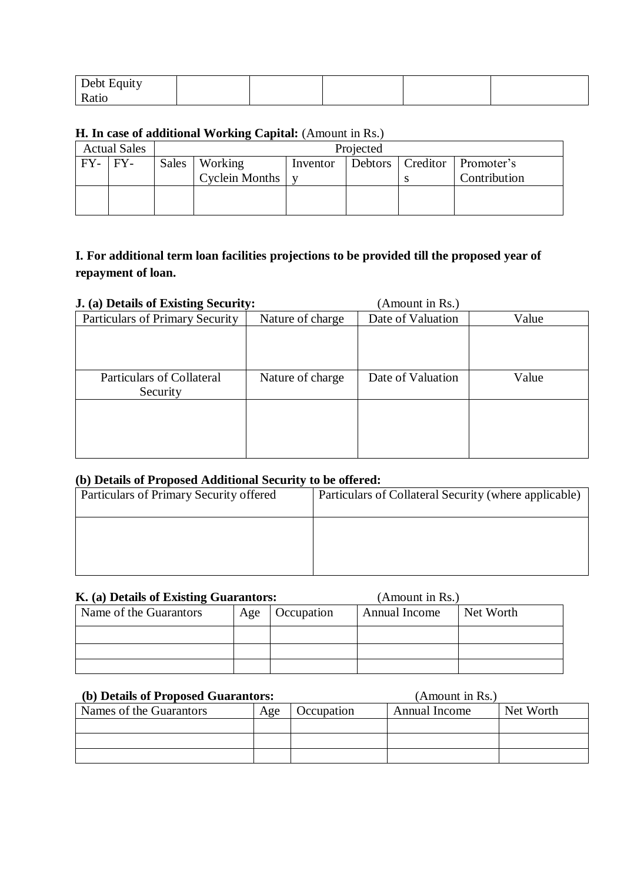| Debt Equity Ratio | | | | | |
|---|---|---|---|---|---|

**H. In case of additional Working Capital:** (Amount in Rs.)

| Actual Sales | | Projected | | | | | |
|---|---|---|---|---|---|---|---|
| FY- | FY- | Sales | Working Cyclein Months | Inventory | Debtors | Creditors | Promoter's Contribution |
| | | | | | | | |

**I. For additional term loan facilities projections to be provided till the proposed year of repayment of loan.**

**J. (a) Details of Existing Security:** (Amount in Rs.)

| Particulars of Primary Security | Nature of charge | Date of Valuation | Value |
|---|---|---|---|
| | | | |
| Particulars of Collateral Security | Nature of charge | Date of Valuation | Value |
| | | | |

**(b) Details of Proposed Additional Security to be offered:**

| Particulars of Primary Security offered | Particulars of Collateral Security (where applicable) |
|---|---|
| | |

**K. (a) Details of Existing Guarantors:** (Amount in Rs.)

| Name of the Guarantors | Age | Occupation | Annual Income | Net Worth |
|---|---|---|---|---|
| | | | | |
| | | | | |
| | | | | |

**(b) Details of Proposed Guarantors:** (Amount in Rs.)

| Names of the Guarantors | Age | Occupation | Annual Income | Net Worth |
|---|---|---|---|---|
| | | | | |
| | | | | |
| | | | | |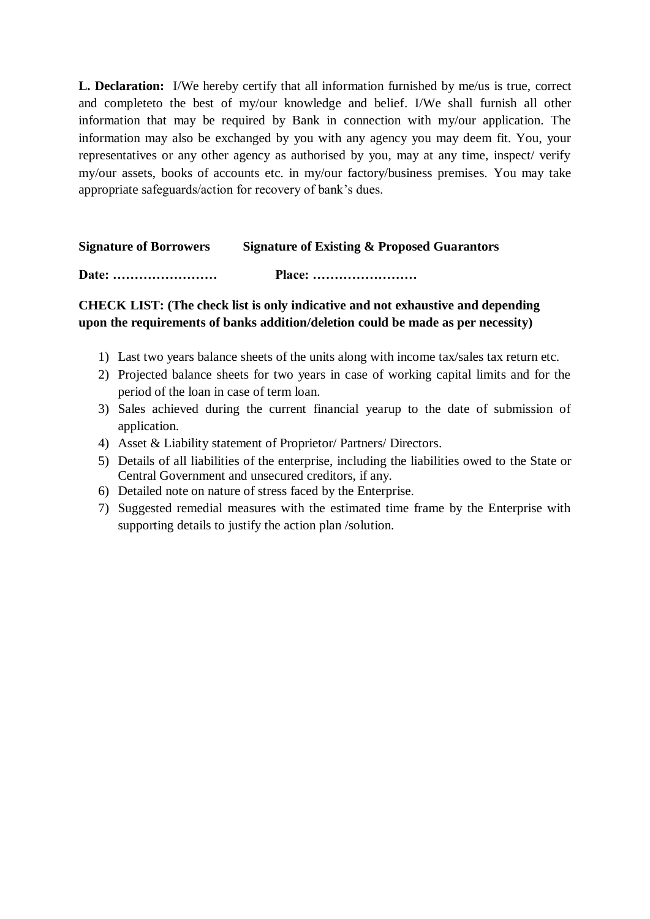**L. Declaration:** I/We hereby certify that all information furnished by me/us is true, correct and completeto the best of my/our knowledge and belief. I/We shall furnish all other information that may be required by Bank in connection with my/our application. The information may also be exchanged by you with any agency you may deem fit. You, your representatives or any other agency as authorised by you, may at any time, inspect/ verify my/our assets, books of accounts etc. in my/our factory/business premises. You may take appropriate safeguards/action for recovery of bank's dues.

**Signature of Borrowers** **Signature of Existing & Proposed Guarantors**

**Date: ……………………** **Place: ……………………**

**CHECK LIST: (The check list is only indicative and not exhaustive and depending upon the requirements of banks addition/deletion could be made as per necessity)**

1) Last two years balance sheets of the units along with income tax/sales tax return etc.
2) Projected balance sheets for two years in case of working capital limits and for the period of the loan in case of term loan.
3) Sales achieved during the current financial yearup to the date of submission of application.
4) Asset & Liability statement of Proprietor/ Partners/ Directors.
5) Details of all liabilities of the enterprise, including the liabilities owed to the State or Central Government and unsecured creditors, if any.
6) Detailed note on nature of stress faced by the Enterprise.
7) Suggested remedial measures with the estimated time frame by the Enterprise with supporting details to justify the action plan /solution.